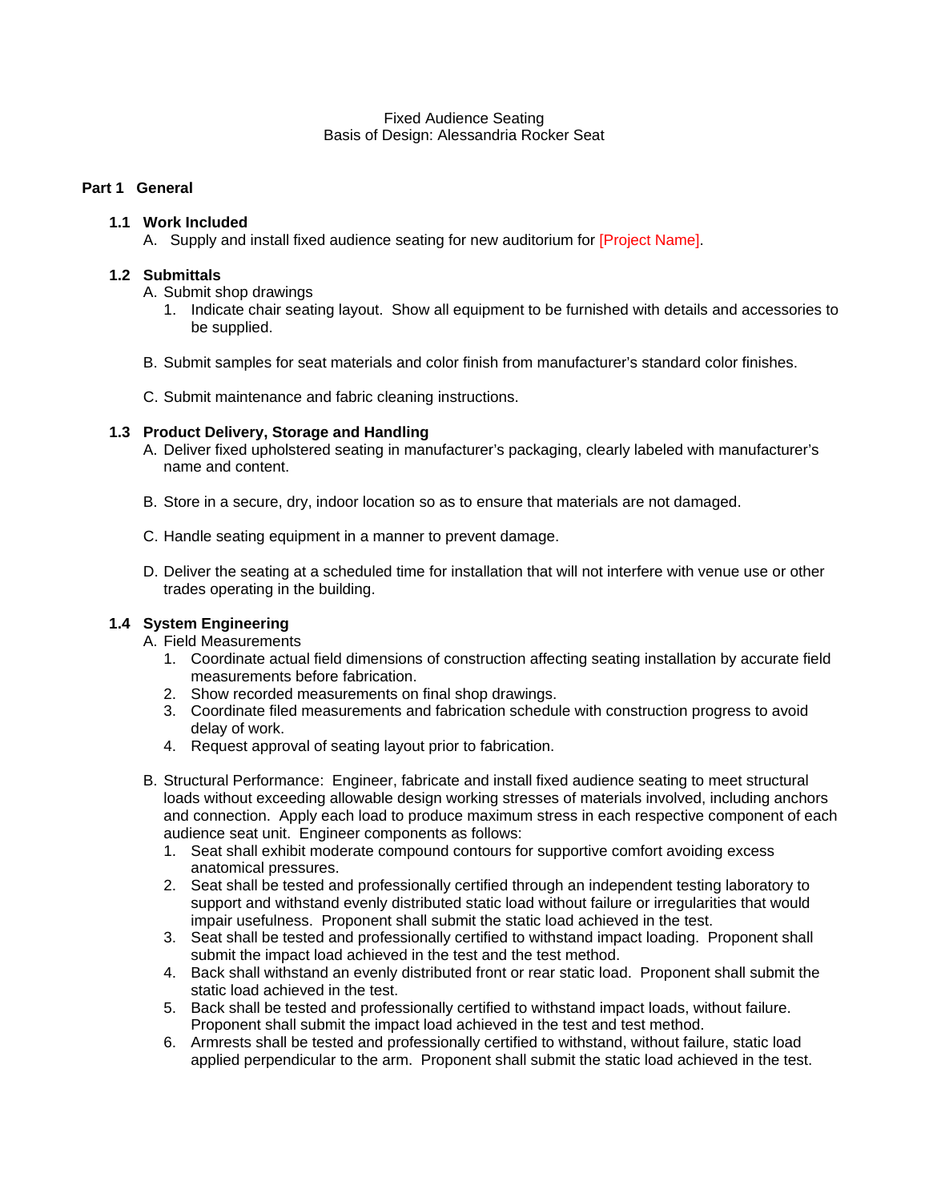Fixed Audience Seating
Basis of Design: Alessandria Rocker Seat

# Part 1 General

## 1.1 Work Included

A. Supply and install fixed audience seating for new auditorium for [Project Name].

## 1.2 Submittals

A. Submit shop drawings
   1. Indicate chair seating layout. Show all equipment to be furnished with details and accessories to be supplied.

B. Submit samples for seat materials and color finish from manufacturer's standard color finishes.

C. Submit maintenance and fabric cleaning instructions.

## 1.3 Product Delivery, Storage and Handling

A. Deliver fixed upholstered seating in manufacturer's packaging, clearly labeled with manufacturer's name and content.

B. Store in a secure, dry, indoor location so as to ensure that materials are not damaged.

C. Handle seating equipment in a manner to prevent damage.

D. Deliver the seating at a scheduled time for installation that will not interfere with venue use or other trades operating in the building.

## 1.4 System Engineering

A. Field Measurements
   1. Coordinate actual field dimensions of construction affecting seating installation by accurate field measurements before fabrication.
   2. Show recorded measurements on final shop drawings.
   3. Coordinate filed measurements and fabrication schedule with construction progress to avoid delay of work.
   4. Request approval of seating layout prior to fabrication.

B. Structural Performance: Engineer, fabricate and install fixed audience seating to meet structural loads without exceeding allowable design working stresses of materials involved, including anchors and connection. Apply each load to produce maximum stress in each respective component of each audience seat unit. Engineer components as follows:
   1. Seat shall exhibit moderate compound contours for supportive comfort avoiding excess anatomical pressures.
   2. Seat shall be tested and professionally certified through an independent testing laboratory to support and withstand evenly distributed static load without failure or irregularities that would impair usefulness. Proponent shall submit the static load achieved in the test.
   3. Seat shall be tested and professionally certified to withstand impact loading. Proponent shall submit the impact load achieved in the test and the test method.
   4. Back shall withstand an evenly distributed front or rear static load. Proponent shall submit the static load achieved in the test.
   5. Back shall be tested and professionally certified to withstand impact loads, without failure. Proponent shall submit the impact load achieved in the test and test method.
   6. Armrests shall be tested and professionally certified to withstand, without failure, static load applied perpendicular to the arm. Proponent shall submit the static load achieved in the test.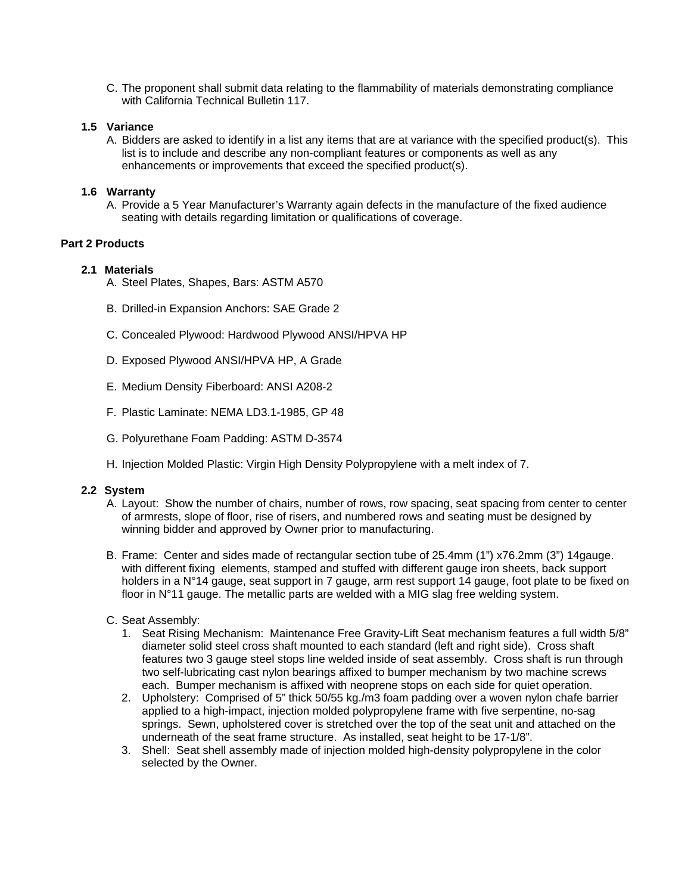C. The proponent shall submit data relating to the flammability of materials demonstrating compliance with California Technical Bulletin 117.

**1.5 Variance**

A. Bidders are asked to identify in a list any items that are at variance with the specified product(s). This list is to include and describe any non-compliant features or components as well as any enhancements or improvements that exceed the specified product(s).

**1.6 Warranty**

A. Provide a 5 Year Manufacturer's Warranty again defects in the manufacture of the fixed audience seating with details regarding limitation or qualifications of coverage.

**Part 2 Products**

**2.1 Materials**

A. Steel Plates, Shapes, Bars: ASTM A570

B. Drilled-in Expansion Anchors: SAE Grade 2

C. Concealed Plywood: Hardwood Plywood ANSI/HPVA HP

D. Exposed Plywood ANSI/HPVA HP, A Grade

E. Medium Density Fiberboard: ANSI A208-2

F. Plastic Laminate: NEMA LD3.1-1985, GP 48

G. Polyurethane Foam Padding: ASTM D-3574

H. Injection Molded Plastic: Virgin High Density Polypropylene with a melt index of 7.

**2.2 System**

A. Layout: Show the number of chairs, number of rows, row spacing, seat spacing from center to center of armrests, slope of floor, rise of risers, and numbered rows and seating must be designed by winning bidder and approved by Owner prior to manufacturing.

B. Frame: Center and sides made of rectangular section tube of 25.4mm (1") x76.2mm (3") 14gauge. with different fixing elements, stamped and stuffed with different gauge iron sheets, back support holders in a N°14 gauge, seat support in 7 gauge, arm rest support 14 gauge, foot plate to be fixed on floor in N°11 gauge. The metallic parts are welded with a MIG slag free welding system.

C. Seat Assembly:

1. Seat Rising Mechanism: Maintenance Free Gravity-Lift Seat mechanism features a full width 5/8" diameter solid steel cross shaft mounted to each standard (left and right side). Cross shaft features two 3 gauge steel stops line welded inside of seat assembly. Cross shaft is run through two self-lubricating cast nylon bearings affixed to bumper mechanism by two machine screws each. Bumper mechanism is affixed with neoprene stops on each side for quiet operation.
2. Upholstery: Comprised of 5" thick 50/55 kg./m3 foam padding over a woven nylon chafe barrier applied to a high-impact, injection molded polypropylene frame with five serpentine, no-sag springs. Sewn, upholstered cover is stretched over the top of the seat unit and attached on the underneath of the seat frame structure. As installed, seat height to be 17-1/8".
3. Shell: Seat shell assembly made of injection molded high-density polypropylene in the color selected by the Owner.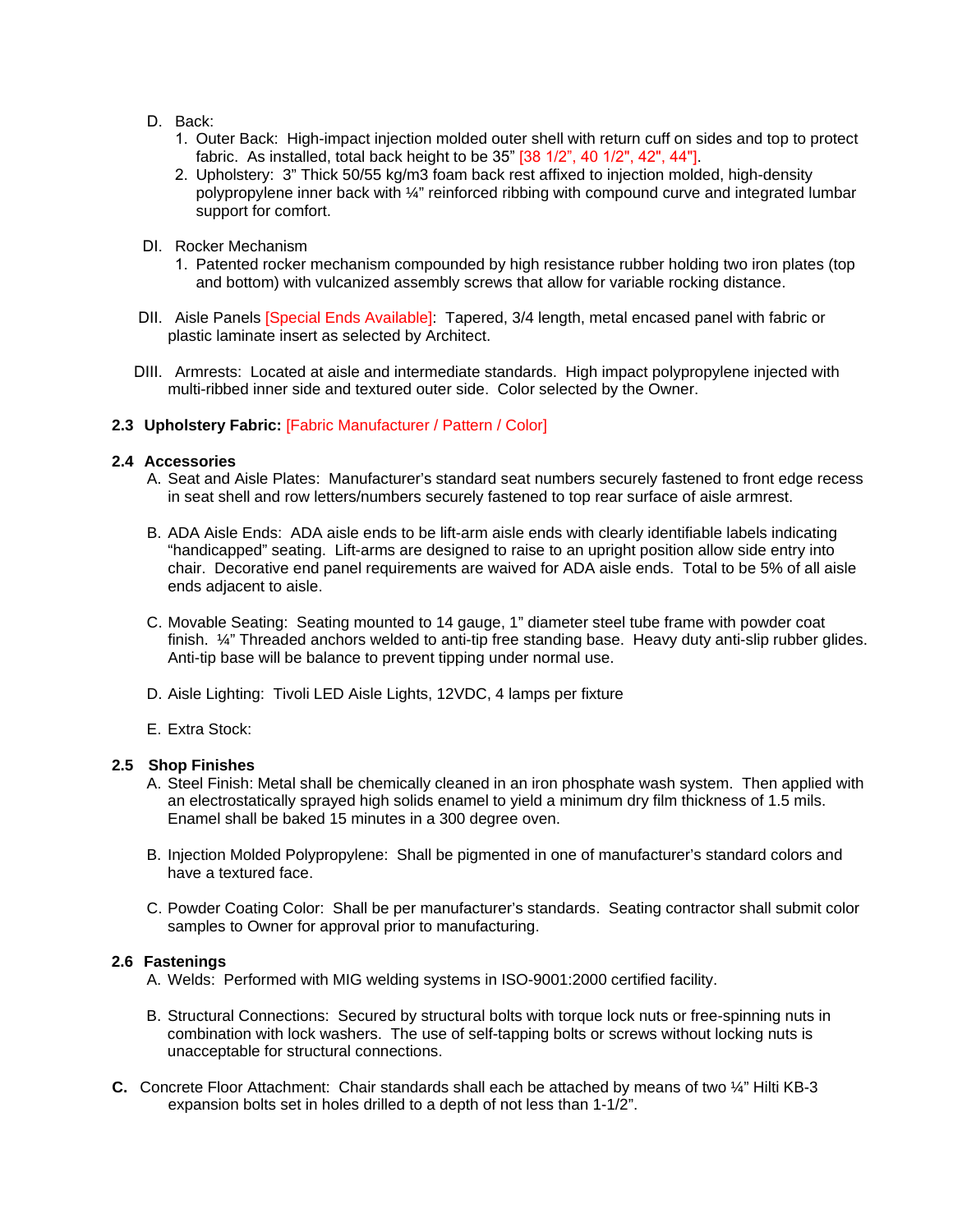D. Back:
   1. Outer Back: High-impact injection molded outer shell with return cuff on sides and top to protect fabric. As installed, total back height to be 35" [38 1/2", 40 1/2", 42", 44"].
   2. Upholstery: 3" Thick 50/55 kg/m3 foam back rest affixed to injection molded, high-density polypropylene inner back with ¼" reinforced ribbing with compound curve and integrated lumbar support for comfort.

DI. Rocker Mechanism
   1. Patented rocker mechanism compounded by high resistance rubber holding two iron plates (top and bottom) with vulcanized assembly screws that allow for variable rocking distance.

DII. Aisle Panels [Special Ends Available]: Tapered, 3/4 length, metal encased panel with fabric or plastic laminate insert as selected by Architect.

DIII. Armrests: Located at aisle and intermediate standards. High impact polypropylene injected with multi-ribbed inner side and textured outer side. Color selected by the Owner.

**2.3 Upholstery Fabric:** [Fabric Manufacturer / Pattern / Color]

**2.4 Accessories**

A. Seat and Aisle Plates: Manufacturer's standard seat numbers securely fastened to front edge recess in seat shell and row letters/numbers securely fastened to top rear surface of aisle armrest.

B. ADA Aisle Ends: ADA aisle ends to be lift-arm aisle ends with clearly identifiable labels indicating "handicapped" seating. Lift-arms are designed to raise to an upright position allow side entry into chair. Decorative end panel requirements are waived for ADA aisle ends. Total to be 5% of all aisle ends adjacent to aisle.

C. Movable Seating: Seating mounted to 14 gauge, 1" diameter steel tube frame with powder coat finish. ¼" Threaded anchors welded to anti-tip free standing base. Heavy duty anti-slip rubber glides. Anti-tip base will be balance to prevent tipping under normal use.

D. Aisle Lighting: Tivoli LED Aisle Lights, 12VDC, 4 lamps per fixture

E. Extra Stock:

**2.5 Shop Finishes**

A. Steel Finish: Metal shall be chemically cleaned in an iron phosphate wash system. Then applied with an electrostatically sprayed high solids enamel to yield a minimum dry film thickness of 1.5 mils. Enamel shall be baked 15 minutes in a 300 degree oven.

B. Injection Molded Polypropylene: Shall be pigmented in one of manufacturer's standard colors and have a textured face.

C. Powder Coating Color: Shall be per manufacturer's standards. Seating contractor shall submit color samples to Owner for approval prior to manufacturing.

**2.6 Fastenings**

A. Welds: Performed with MIG welding systems in ISO-9001:2000 certified facility.

B. Structural Connections: Secured by structural bolts with torque lock nuts or free-spinning nuts in combination with lock washers. The use of self-tapping bolts or screws without locking nuts is unacceptable for structural connections.

**C.** Concrete Floor Attachment: Chair standards shall each be attached by means of two ¼" Hilti KB-3 expansion bolts set in holes drilled to a depth of not less than 1-1/2".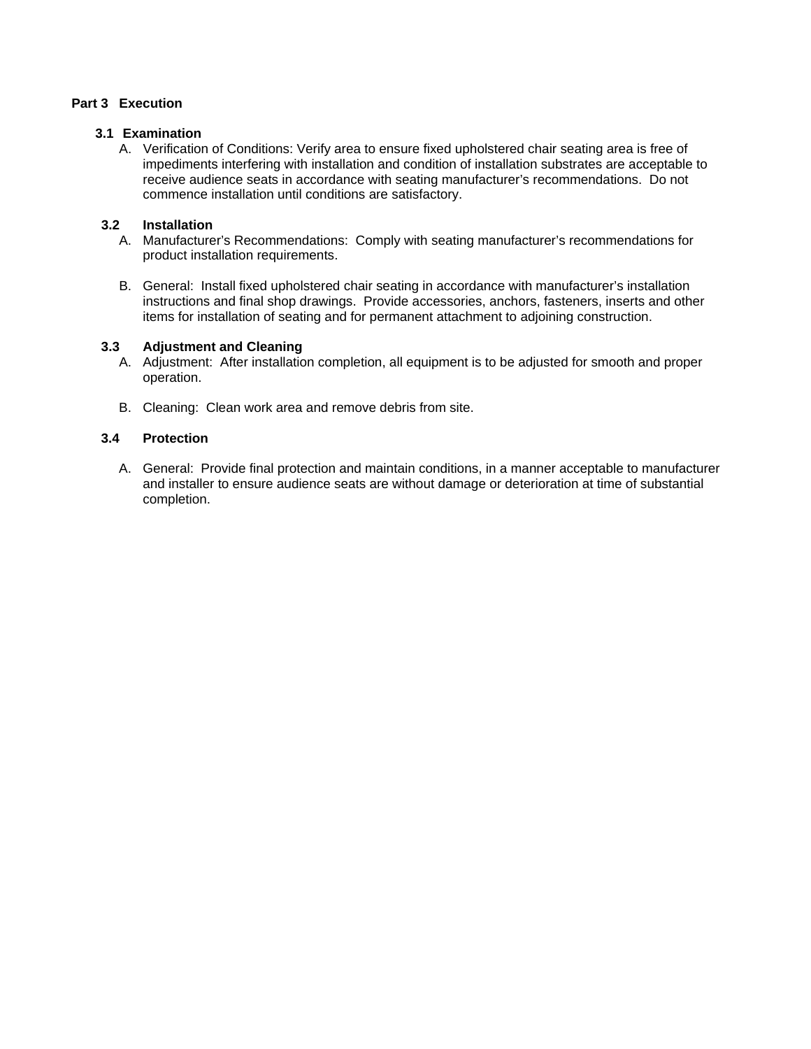## Part 3 Execution

### 3.1 Examination

A. Verification of Conditions: Verify area to ensure fixed upholstered chair seating area is free of impediments interfering with installation and condition of installation substrates are acceptable to receive audience seats in accordance with seating manufacturer's recommendations. Do not commence installation until conditions are satisfactory.

### 3.2 Installation

A. Manufacturer's Recommendations: Comply with seating manufacturer's recommendations for product installation requirements.

B. General: Install fixed upholstered chair seating in accordance with manufacturer's installation instructions and final shop drawings. Provide accessories, anchors, fasteners, inserts and other items for installation of seating and for permanent attachment to adjoining construction.

### 3.3 Adjustment and Cleaning

A. Adjustment: After installation completion, all equipment is to be adjusted for smooth and proper operation.

B. Cleaning: Clean work area and remove debris from site.

### 3.4 Protection

A. General: Provide final protection and maintain conditions, in a manner acceptable to manufacturer and installer to ensure audience seats are without damage or deterioration at time of substantial completion.